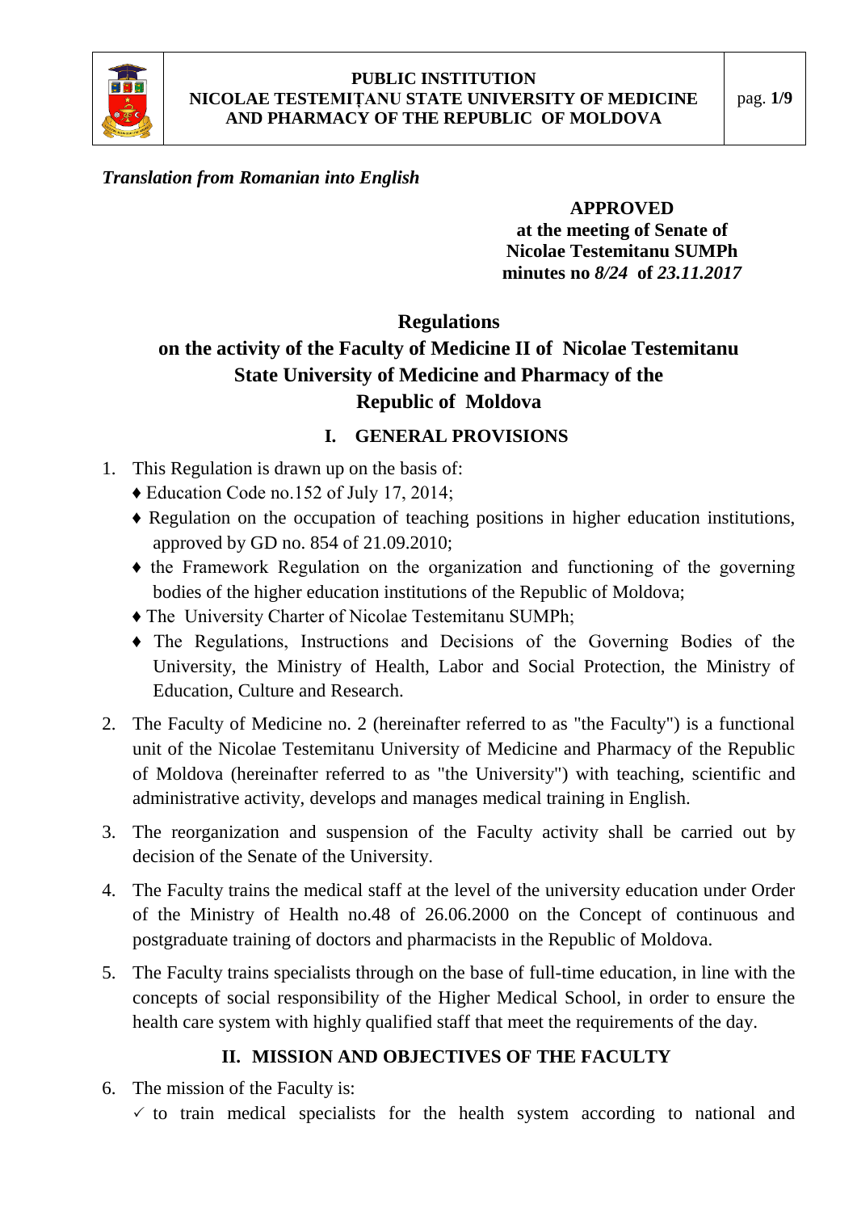*Translation from Romanian into English*

**APPROVED**
**at the meeting of Senate of**
**Nicolae Testemitanu SUMPh**
**minutes no *8/24* of *23.11.2017***

# Regulations on the activity of the Faculty of Medicine II of Nicolae Testemitanu State University of Medicine and Pharmacy of the Republic of Moldova

## I. GENERAL PROVISIONS

1. This Regulation is drawn up on the basis of:
   - Education Code no.152 of July 17, 2014;
   - Regulation on the occupation of teaching positions in higher education institutions, approved by GD no. 854 of 21.09.2010;
   - the Framework Regulation on the organization and functioning of the governing bodies of the higher education institutions of the Republic of Moldova;
   - The University Charter of Nicolae Testemitanu SUMPh;
   - The Regulations, Instructions and Decisions of the Governing Bodies of the University, the Ministry of Health, Labor and Social Protection, the Ministry of Education, Culture and Research.
2. The Faculty of Medicine no. 2 (hereinafter referred to as "the Faculty") is a functional unit of the Nicolae Testemitanu University of Medicine and Pharmacy of the Republic of Moldova (hereinafter referred to as "the University") with teaching, scientific and administrative activity, develops and manages medical training in English.
3. The reorganization and suspension of the Faculty activity shall be carried out by decision of the Senate of the University.
4. The Faculty trains the medical staff at the level of the university education under Order of the Ministry of Health no.48 of 26.06.2000 on the Concept of continuous and postgraduate training of doctors and pharmacists in the Republic of Moldova.
5. The Faculty trains specialists through on the base of full-time education, in line with the concepts of social responsibility of the Higher Medical School, in order to ensure the health care system with highly qualified staff that meet the requirements of the day.

## II. MISSION AND OBJECTIVES OF THE FACULTY

6. The mission of the Faculty is:
   - ✓ to train medical specialists for the health system according to national and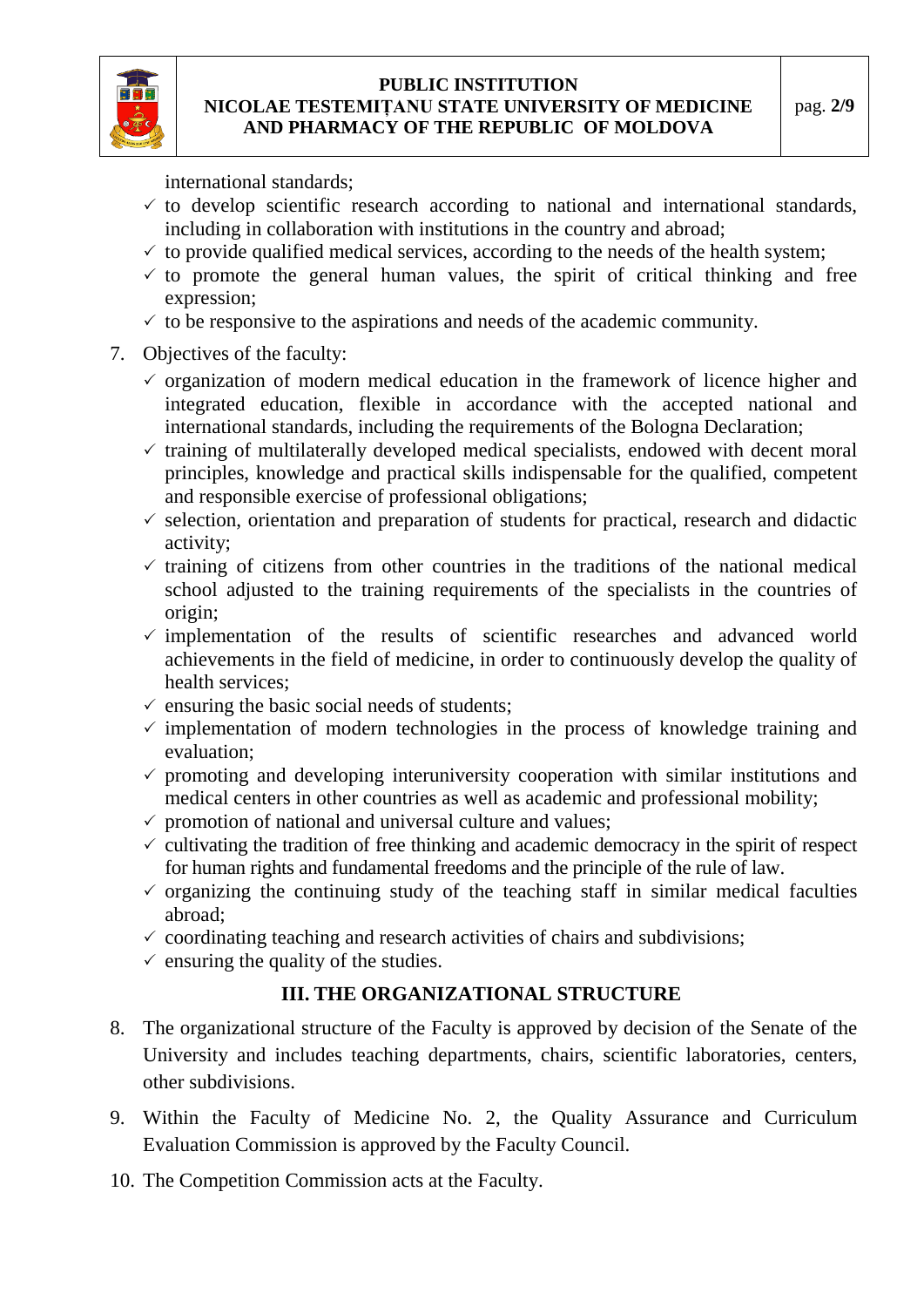international standards;

- ✓ to develop scientific research according to national and international standards, including in collaboration with institutions in the country and abroad;
- ✓ to provide qualified medical services, according to the needs of the health system;
- ✓ to promote the general human values, the spirit of critical thinking and free expression;
- ✓ to be responsive to the aspirations and needs of the academic community.

7. Objectives of the faculty:
   - ✓ organization of modern medical education in the framework of licence higher and integrated education, flexible in accordance with the accepted national and international standards, including the requirements of the Bologna Declaration;
   - ✓ training of multilaterally developed medical specialists, endowed with decent moral principles, knowledge and practical skills indispensable for the qualified, competent and responsible exercise of professional obligations;
   - ✓ selection, orientation and preparation of students for practical, research and didactic activity;
   - ✓ training of citizens from other countries in the traditions of the national medical school adjusted to the training requirements of the specialists in the countries of origin;
   - ✓ implementation of the results of scientific researches and advanced world achievements in the field of medicine, in order to continuously develop the quality of health services;
   - ✓ ensuring the basic social needs of students;
   - ✓ implementation of modern technologies in the process of knowledge training and evaluation;
   - ✓ promoting and developing interuniversity cooperation with similar institutions and medical centers in other countries as well as academic and professional mobility;
   - ✓ promotion of national and universal culture and values;
   - ✓ cultivating the tradition of free thinking and academic democracy in the spirit of respect for human rights and fundamental freedoms and the principle of the rule of law.
   - ✓ organizing the continuing study of the teaching staff in similar medical faculties abroad;
   - ✓ coordinating teaching and research activities of chairs and subdivisions;
   - ✓ ensuring the quality of the studies.

## III. THE ORGANIZATIONAL STRUCTURE

8. The organizational structure of the Faculty is approved by decision of the Senate of the University and includes teaching departments, chairs, scientific laboratories, centers, other subdivisions.

9. Within the Faculty of Medicine No. 2, the Quality Assurance and Curriculum Evaluation Commission is approved by the Faculty Council.

10. The Competition Commission acts at the Faculty.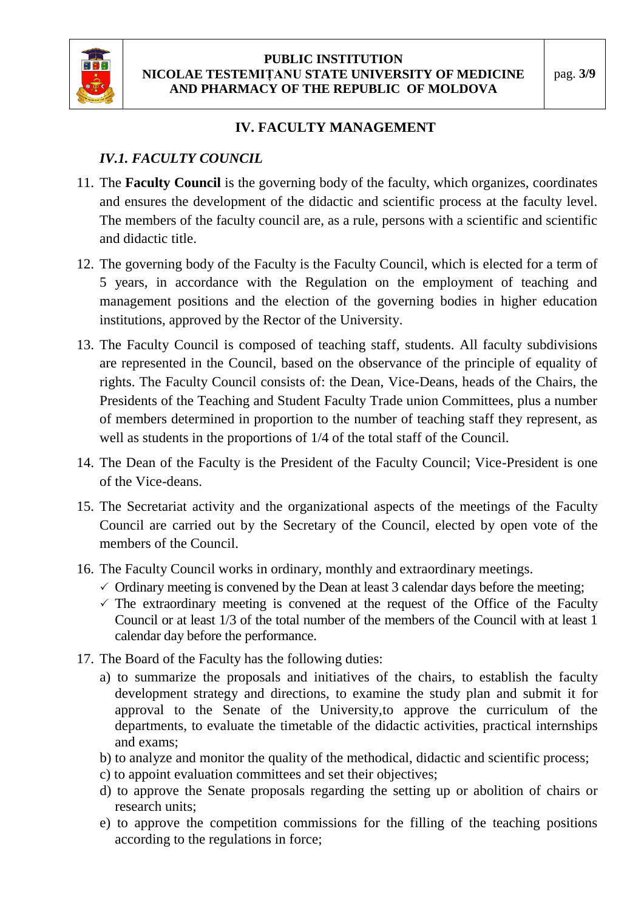## IV. FACULTY MANAGEMENT

### *IV.1. FACULTY COUNCIL*

11. The **Faculty Council** is the governing body of the faculty, which organizes, coordinates and ensures the development of the didactic and scientific process at the faculty level. The members of the faculty council are, as a rule, persons with a scientific and scientific and didactic title.

12. The governing body of the Faculty is the Faculty Council, which is elected for a term of 5 years, in accordance with the Regulation on the employment of teaching and management positions and the election of the governing bodies in higher education institutions, approved by the Rector of the University.

13. The Faculty Council is composed of teaching staff, students. All faculty subdivisions are represented in the Council, based on the observance of the principle of equality of rights. The Faculty Council consists of: the Dean, Vice-Deans, heads of the Chairs, the Presidents of the Teaching and Student Faculty Trade union Committees, plus a number of members determined in proportion to the number of teaching staff they represent, as well as students in the proportions of 1/4 of the total staff of the Council.

14. The Dean of the Faculty is the President of the Faculty Council; Vice-President is one of the Vice-deans.

15. The Secretariat activity and the organizational aspects of the meetings of the Faculty Council are carried out by the Secretary of the Council, elected by open vote of the members of the Council.

16. The Faculty Council works in ordinary, monthly and extraordinary meetings.
    - ✓ Ordinary meeting is convened by the Dean at least 3 calendar days before the meeting;
    - ✓ The extraordinary meeting is convened at the request of the Office of the Faculty Council or at least 1/3 of the total number of the members of the Council with at least 1 calendar day before the performance.

17. The Board of the Faculty has the following duties:
    a) to summarize the proposals and initiatives of the chairs, to establish the faculty development strategy and directions, to examine the study plan and submit it for approval to the Senate of the University,to approve the curriculum of the departments, to evaluate the timetable of the didactic activities, practical internships and exams;
    b) to analyze and monitor the quality of the methodical, didactic and scientific process;
    c) to appoint evaluation committees and set their objectives;
    d) to approve the Senate proposals regarding the setting up or abolition of chairs or research units;
    e) to approve the competition commissions for the filling of the teaching positions according to the regulations in force;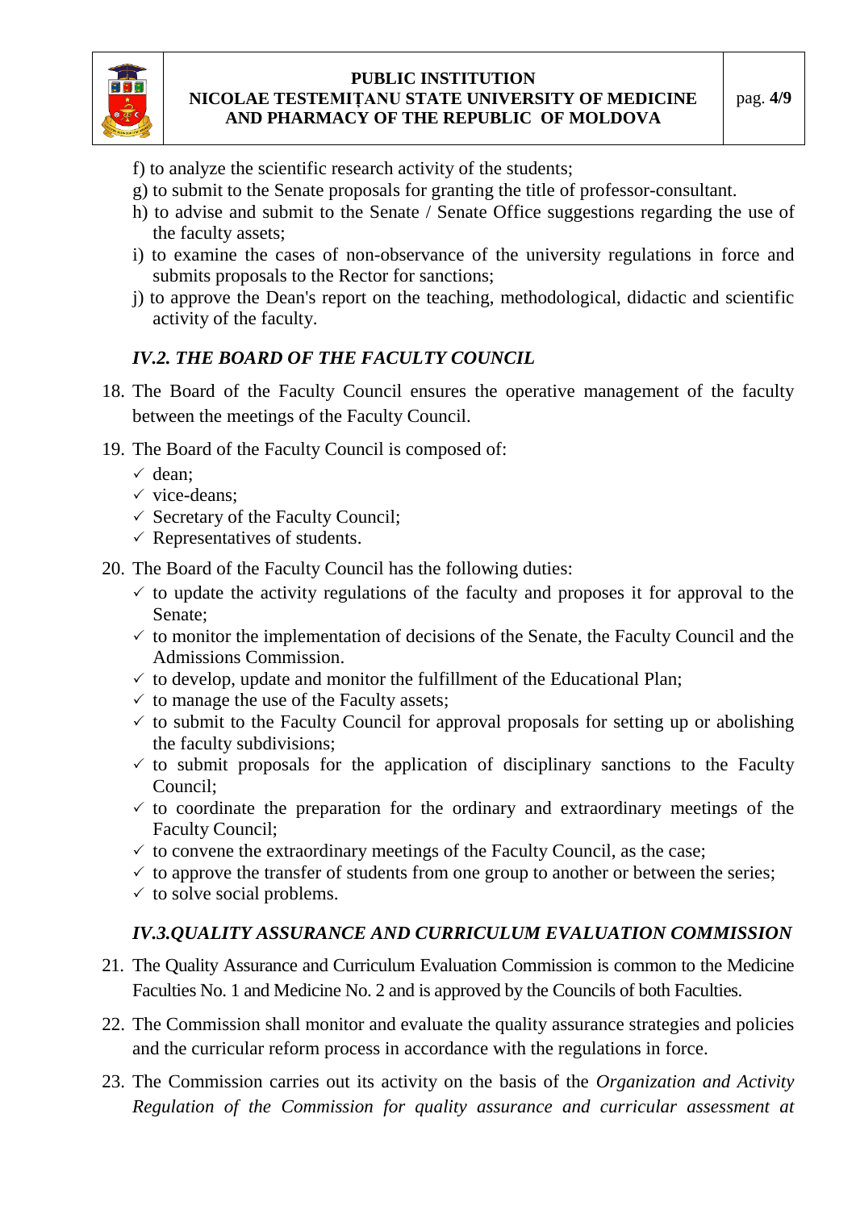f) to analyze the scientific research activity of the students;

g) to submit to the Senate proposals for granting the title of professor-consultant.

h) to advise and submit to the Senate / Senate Office suggestions regarding the use of the faculty assets;

i) to examine the cases of non-observance of the university regulations in force and submits proposals to the Rector for sanctions;

j) to approve the Dean's report on the teaching, methodological, didactic and scientific activity of the faculty.

### *IV.2. THE BOARD OF THE FACULTY COUNCIL*

18. The Board of the Faculty Council ensures the operative management of the faculty between the meetings of the Faculty Council.

19. The Board of the Faculty Council is composed of:
    - ✓ dean;
    - ✓ vice-deans;
    - ✓ Secretary of the Faculty Council;
    - ✓ Representatives of students.

20. The Board of the Faculty Council has the following duties:
    - ✓ to update the activity regulations of the faculty and proposes it for approval to the Senate;
    - ✓ to monitor the implementation of decisions of the Senate, the Faculty Council and the Admissions Commission.
    - ✓ to develop, update and monitor the fulfillment of the Educational Plan;
    - ✓ to manage the use of the Faculty assets;
    - ✓ to submit to the Faculty Council for approval proposals for setting up or abolishing the faculty subdivisions;
    - ✓ to submit proposals for the application of disciplinary sanctions to the Faculty Council;
    - ✓ to coordinate the preparation for the ordinary and extraordinary meetings of the Faculty Council;
    - ✓ to convene the extraordinary meetings of the Faculty Council, as the case;
    - ✓ to approve the transfer of students from one group to another or between the series;
    - ✓ to solve social problems.

### *IV.3.QUALITY ASSURANCE AND CURRICULUM EVALUATION COMMISSION*

21. The Quality Assurance and Curriculum Evaluation Commission is common to the Medicine Faculties No. 1 and Medicine No. 2 and is approved by the Councils of both Faculties.

22. The Commission shall monitor and evaluate the quality assurance strategies and policies and the curricular reform process in accordance with the regulations in force.

23. The Commission carries out its activity on the basis of the *Organization and Activity Regulation of the Commission for quality assurance and curricular assessment at*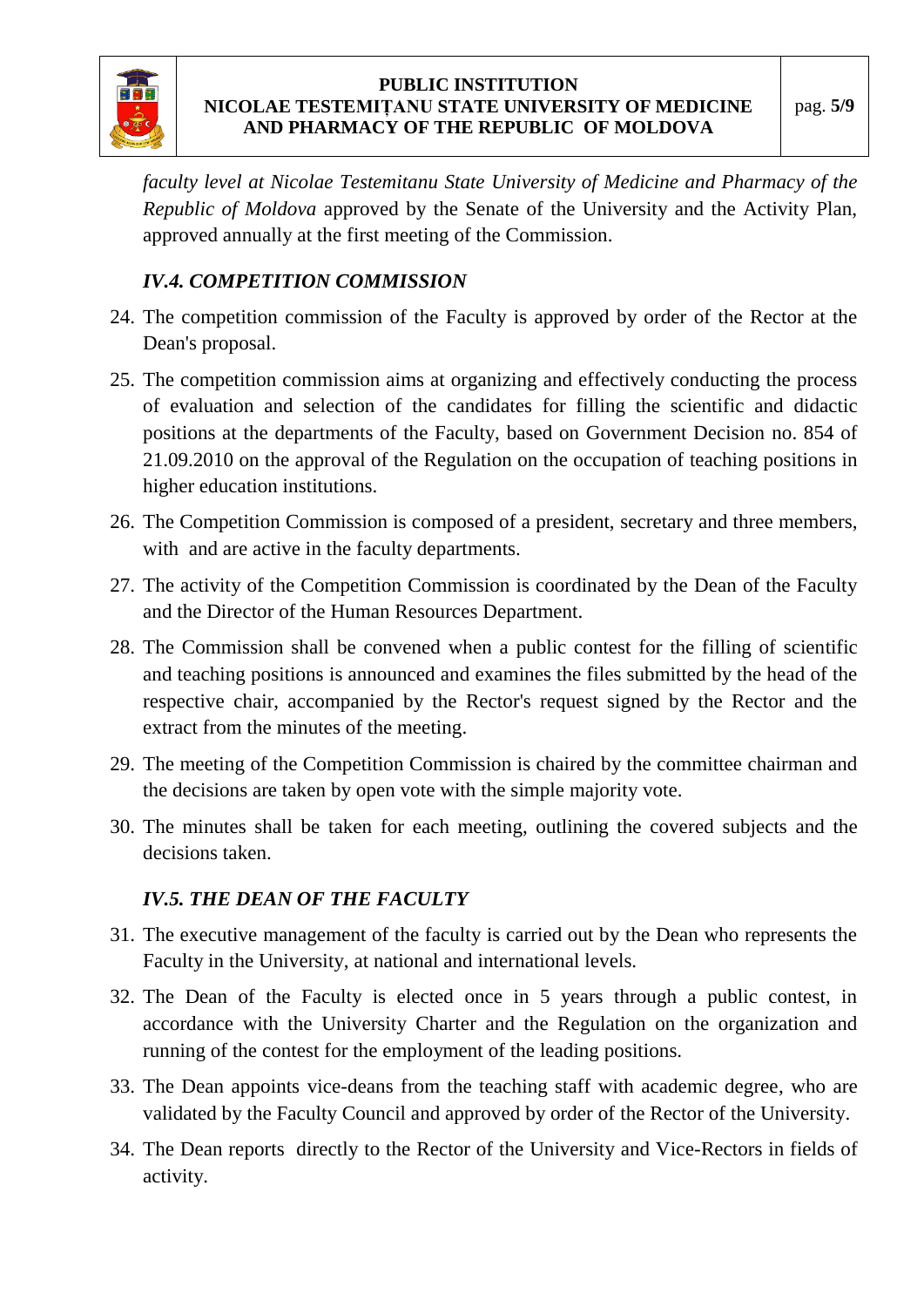*faculty level at Nicolae Testemitanu State University of Medicine and Pharmacy of the Republic of Moldova* approved by the Senate of the University and the Activity Plan, approved annually at the first meeting of the Commission.

### *IV.4. COMPETITION COMMISSION*

24. The competition commission of the Faculty is approved by order of the Rector at the Dean's proposal.
25. The competition commission aims at organizing and effectively conducting the process of evaluation and selection of the candidates for filling the scientific and didactic positions at the departments of the Faculty, based on Government Decision no. 854 of 21.09.2010 on the approval of the Regulation on the occupation of teaching positions in higher education institutions.
26. The Competition Commission is composed of a president, secretary and three members, with  and are active in the faculty departments.
27. The activity of the Competition Commission is coordinated by the Dean of the Faculty and the Director of the Human Resources Department.
28. The Commission shall be convened when a public contest for the filling of scientific and teaching positions is announced and examines the files submitted by the head of the respective chair, accompanied by the Rector's request signed by the Rector and the extract from the minutes of the meeting.
29. The meeting of the Competition Commission is chaired by the committee chairman and the decisions are taken by open vote with the simple majority vote.
30. The minutes shall be taken for each meeting, outlining the covered subjects and the decisions taken.

### *IV.5. THE DEAN OF THE FACULTY*

31. The executive management of the faculty is carried out by the Dean who represents the Faculty in the University, at national and international levels.
32. The Dean of the Faculty is elected once in 5 years through a public contest, in accordance with the University Charter and the Regulation on the organization and running of the contest for the employment of the leading positions.
33. The Dean appoints vice-deans from the teaching staff with academic degree, who are validated by the Faculty Council and approved by order of the Rector of the University.
34. The Dean reports  directly to the Rector of the University and Vice-Rectors in fields of activity.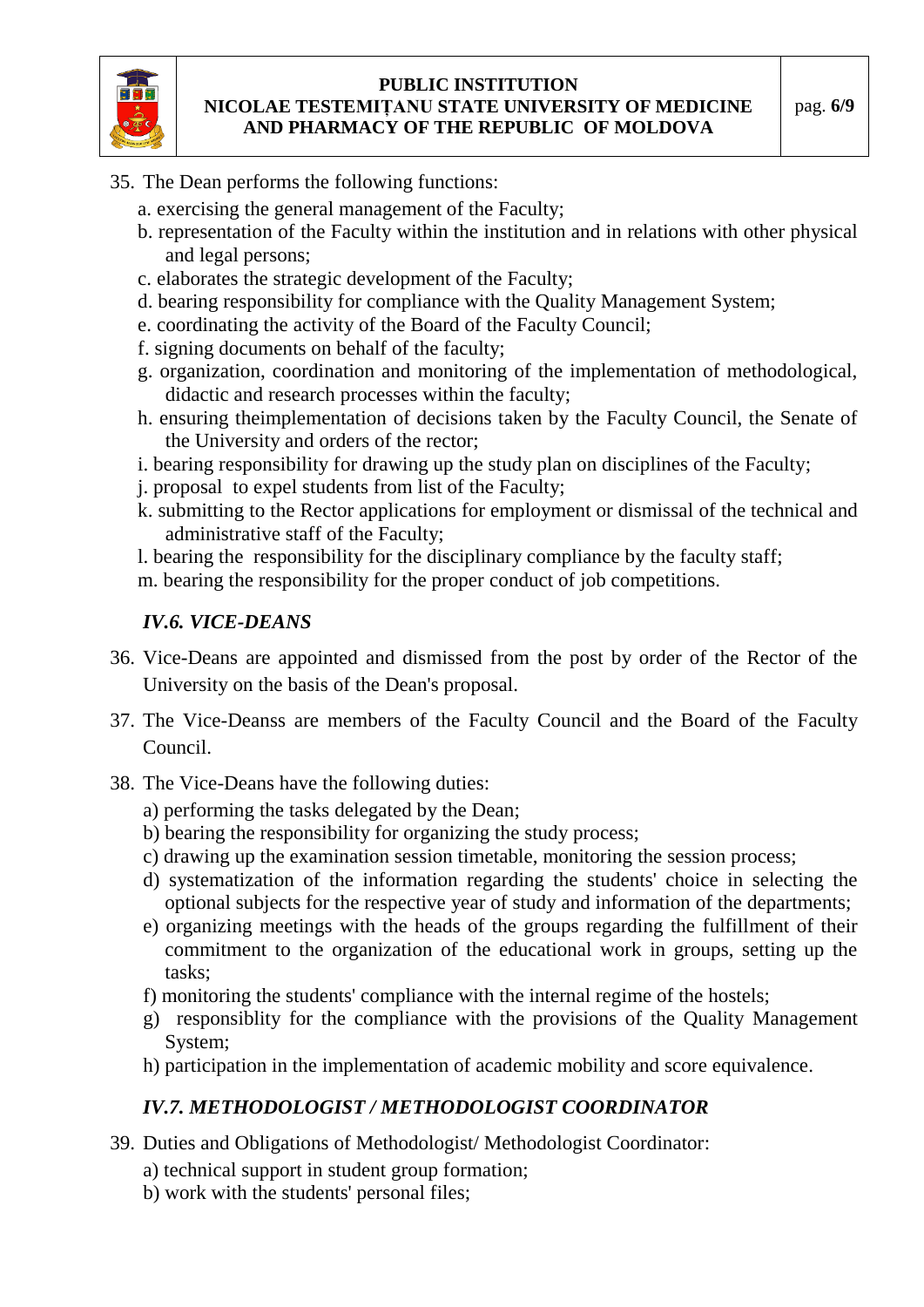35. The Dean performs the following functions:
    a. exercising the general management of the Faculty;
    b. representation of the Faculty within the institution and in relations with other physical and legal persons;
    c. elaborates the strategic development of the Faculty;
    d. bearing responsibility for compliance with the Quality Management System;
    e. coordinating the activity of the Board of the Faculty Council;
    f. signing documents on behalf of the faculty;
    g. organization, coordination and monitoring of the implementation of methodological, didactic and research processes within the faculty;
    h. ensuring theimplementation of decisions taken by the Faculty Council, the Senate of the University and orders of the rector;
    i. bearing responsibility for drawing up the study plan on disciplines of the Faculty;
    j. proposal to expel students from list of the Faculty;
    k. submitting to the Rector applications for employment or dismissal of the technical and administrative staff of the Faculty;
    l. bearing the responsibility for the disciplinary compliance by the faculty staff;
    m. bearing the responsibility for the proper conduct of job competitions.

### *IV.6. VICE-DEANS*

36. Vice-Deans are appointed and dismissed from the post by order of the Rector of the University on the basis of the Dean's proposal.
37. The Vice-Deanss are members of the Faculty Council and the Board of the Faculty Council.
38. The Vice-Deans have the following duties:
    a) performing the tasks delegated by the Dean;
    b) bearing the responsibility for organizing the study process;
    c) drawing up the examination session timetable, monitoring the session process;
    d) systematization of the information regarding the students' choice in selecting the optional subjects for the respective year of study and information of the departments;
    e) organizing meetings with the heads of the groups regarding the fulfillment of their commitment to the organization of the educational work in groups, setting up the tasks;
    f) monitoring the students' compliance with the internal regime of the hostels;
    g) responsiblity for the compliance with the provisions of the Quality Management System;
    h) participation in the implementation of academic mobility and score equivalence.

### *IV.7. METHODOLOGIST / METHODOLOGIST COORDINATOR*

39. Duties and Obligations of Methodologist/ Methodologist Coordinator:
    a) technical support in student group formation;
    b) work with the students' personal files;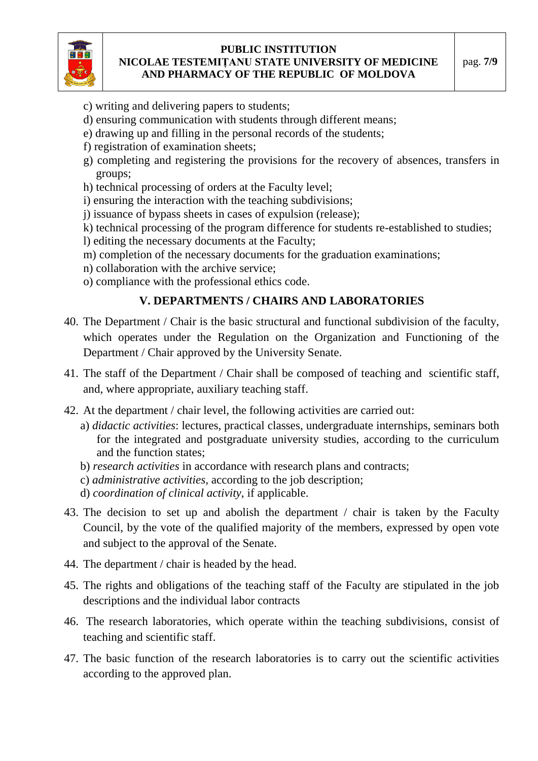c) writing and delivering papers to students;
d) ensuring communication with students through different means;
e) drawing up and filling in the personal records of the students;
f) registration of examination sheets;
g) completing and registering the provisions for the recovery of absences, transfers in groups;
h) technical processing of orders at the Faculty level;
i) ensuring the interaction with the teaching subdivisions;
j) issuance of bypass sheets in cases of expulsion (release);
k) technical processing of the program difference for students re-established to studies;
l) editing the necessary documents at the Faculty;
m) completion of the necessary documents for the graduation examinations;
n) collaboration with the archive service;
o) compliance with the professional ethics code.

## V. DEPARTMENTS / CHAIRS AND LABORATORIES

40. The Department / Chair is the basic structural and functional subdivision of the faculty, which operates under the Regulation on the Organization and Functioning of the Department / Chair approved by the University Senate.

41. The staff of the Department / Chair shall be composed of teaching and scientific staff, and, where appropriate, auxiliary teaching staff.

42. At the department / chair level, the following activities are carried out:
   a) *didactic activities*: lectures, practical classes, undergraduate internships, seminars both for the integrated and postgraduate university studies, according to the curriculum and the function states;
   b) *research activities* in accordance with research plans and contracts;
   c) *administrative activities*, according to the job description;
   d) *coordination of clinical activity*, if applicable.

43. The decision to set up and abolish the department / chair is taken by the Faculty Council, by the vote of the qualified majority of the members, expressed by open vote and subject to the approval of the Senate.

44. The department / chair is headed by the head.

45. The rights and obligations of the teaching staff of the Faculty are stipulated in the job descriptions and the individual labor contracts

46. The research laboratories, which operate within the teaching subdivisions, consist of teaching and scientific staff.

47. The basic function of the research laboratories is to carry out the scientific activities according to the approved plan.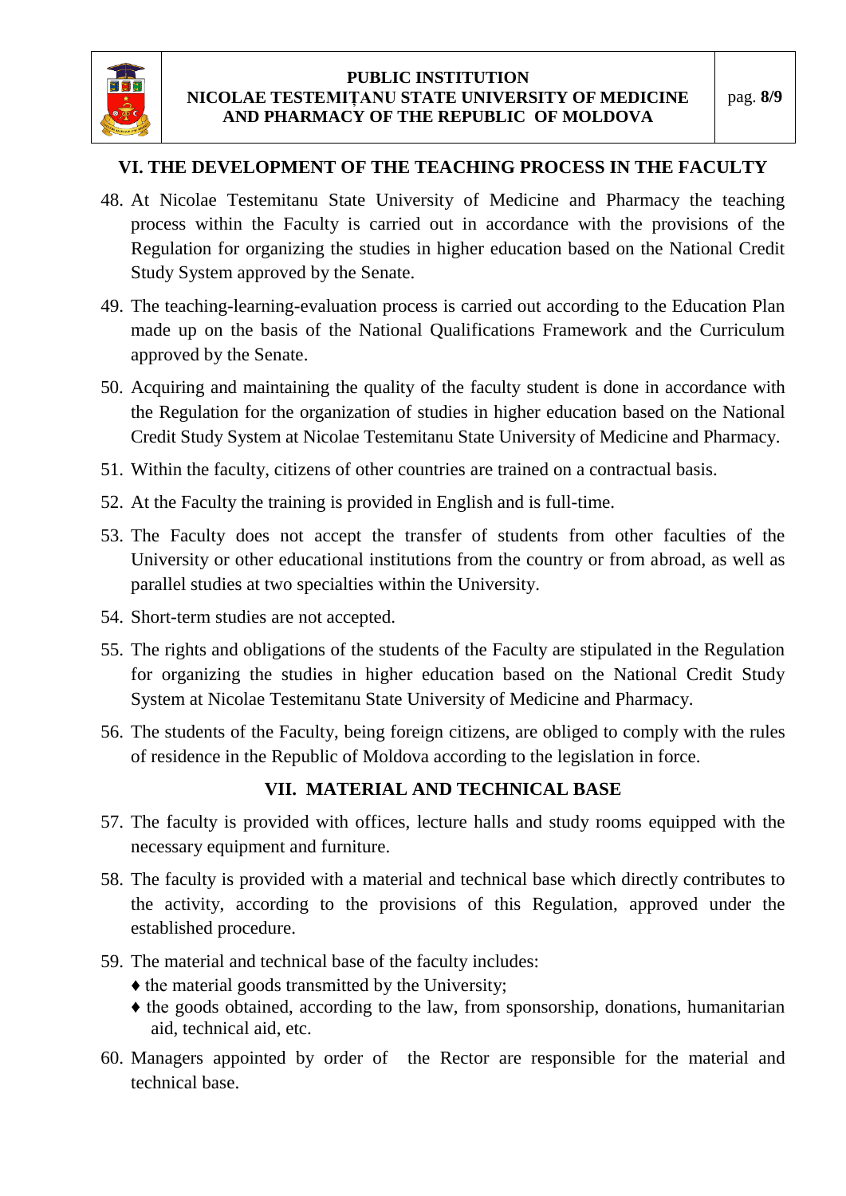## VI. THE DEVELOPMENT OF THE TEACHING PROCESS IN THE FACULTY

48. At Nicolae Testemitanu State University of Medicine and Pharmacy the teaching process within the Faculty is carried out in accordance with the provisions of the Regulation for organizing the studies in higher education based on the National Credit Study System approved by the Senate.
49. The teaching-learning-evaluation process is carried out according to the Education Plan made up on the basis of the National Qualifications Framework and the Curriculum approved by the Senate.
50. Acquiring and maintaining the quality of the faculty student is done in accordance with the Regulation for the organization of studies in higher education based on the National Credit Study System at Nicolae Testemitanu State University of Medicine and Pharmacy.
51. Within the faculty, citizens of other countries are trained on a contractual basis.
52. At the Faculty the training is provided in English and is full-time.
53. The Faculty does not accept the transfer of students from other faculties of the University or other educational institutions from the country or from abroad, as well as parallel studies at two specialties within the University.
54. Short-term studies are not accepted.
55. The rights and obligations of the students of the Faculty are stipulated in the Regulation for organizing the studies in higher education based on the National Credit Study System at Nicolae Testemitanu State University of Medicine and Pharmacy.
56. The students of the Faculty, being foreign citizens, are obliged to comply with the rules of residence in the Republic of Moldova according to the legislation in force.

## VII. MATERIAL AND TECHNICAL BASE

57. The faculty is provided with offices, lecture halls and study rooms equipped with the necessary equipment and furniture.
58. The faculty is provided with a material and technical base which directly contributes to the activity, according to the provisions of this Regulation, approved under the established procedure.
59. The material and technical base of the faculty includes:
    - ♦ the material goods transmitted by the University;
    - ♦ the goods obtained, according to the law, from sponsorship, donations, humanitarian aid, technical aid, etc.
60. Managers appointed by order of the Rector are responsible for the material and technical base.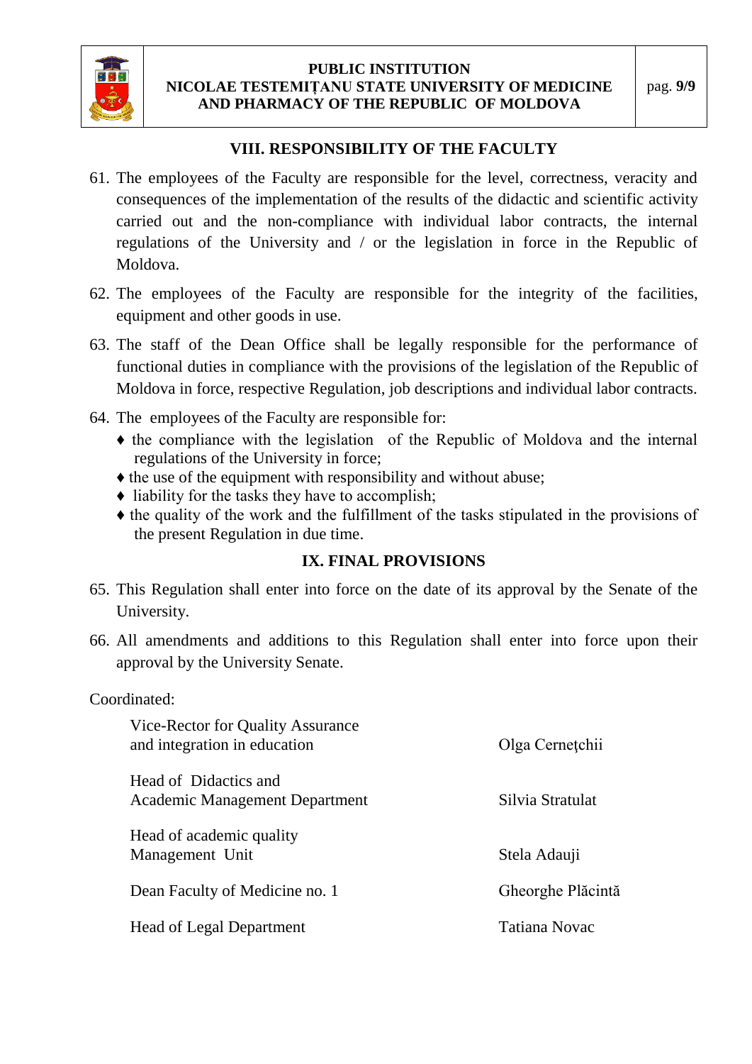## VIII. RESPONSIBILITY OF THE FACULTY

61. The employees of the Faculty are responsible for the level, correctness, veracity and consequences of the implementation of the results of the didactic and scientific activity carried out and the non-compliance with individual labor contracts, the internal regulations of the University and / or the legislation in force in the Republic of Moldova.

62. The employees of the Faculty are responsible for the integrity of the facilities, equipment and other goods in use.

63. The staff of the Dean Office shall be legally responsible for the performance of functional duties in compliance with the provisions of the legislation of the Republic of Moldova in force, respective Regulation, job descriptions and individual labor contracts.

64. The employees of the Faculty are responsible for:
    - ♦ the compliance with the legislation of the Republic of Moldova and the internal regulations of the University in force;
    - ♦ the use of the equipment with responsibility and without abuse;
    - ♦ liability for the tasks they have to accomplish;
    - ♦ the quality of the work and the fulfillment of the tasks stipulated in the provisions of the present Regulation in due time.

## IX. FINAL PROVISIONS

65. This Regulation shall enter into force on the date of its approval by the Senate of the University.

66. All amendments and additions to this Regulation shall enter into force upon their approval by the University Senate.

Coordinated:

| | |
|---|---|
| Vice-Rector for Quality Assurance and integration in education | Olga Cernețchii |
| Head of Didactics and Academic Management Department | Silvia Stratulat |
| Head of academic quality Management Unit | Stela Adauji |
| Dean Faculty of Medicine no. 1 | Gheorghe Plăcintă |
| Head of Legal Department | Tatiana Novac |